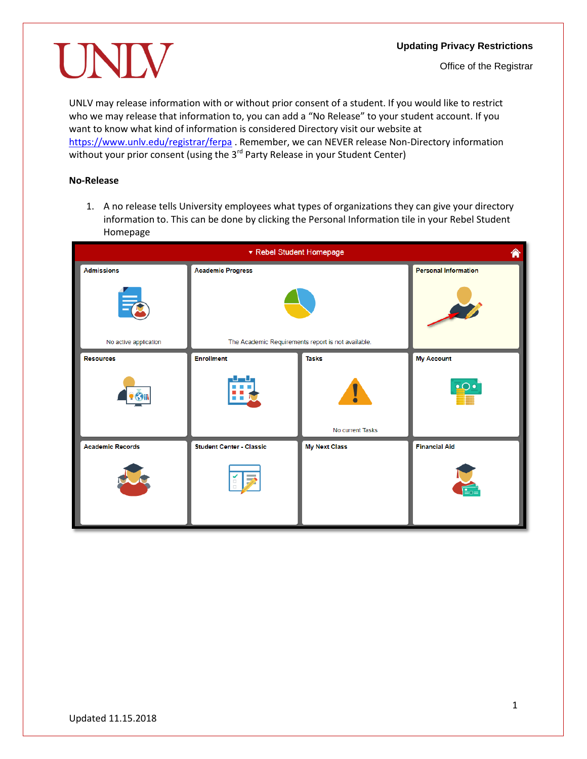# Updating Privacy Restrictions

Office of the Registrar

UNLV may release information with or without prior consent of a student. If you would like to restrict who we may release that information to, you can add a "No Release" to your student account. If you want to know what kind of information is considered Directory visit our website at https://www.unlv.edu/registrar/ferpa . Remember, we can NEVER release Non-Directory information without your prior consent (using the 3rd Party Release in your Student Center)

**No-Release**

1. A no release tells University employees what types of organizations they can give your directory information to. This can be done by clicking the Personal Information tile in your Rebel Student Homepage

Updated 11.15.2018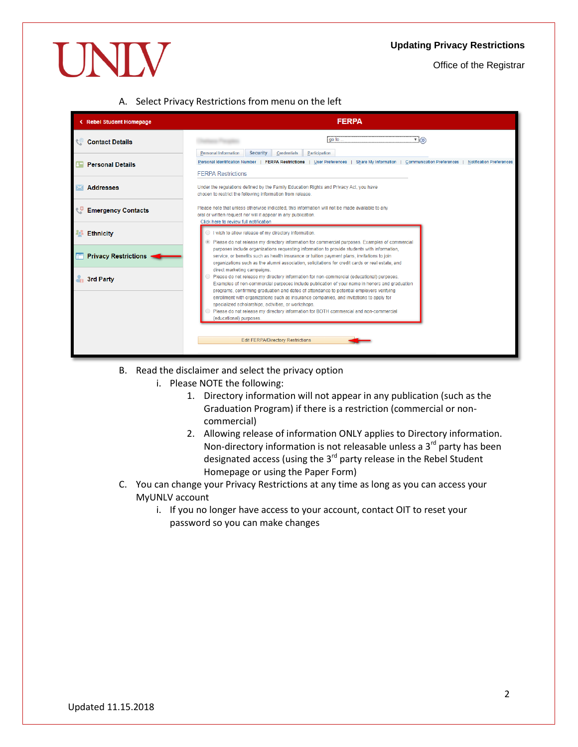A. Select Privacy Restrictions from menu on the left

B. Read the disclaimer and select the privacy option

   i. Please NOTE the following:

      1. Directory information will not appear in any publication (such as the Graduation Program) if there is a restriction (commercial or non-commercial)
      2. Allowing release of information ONLY applies to Directory information. Non-directory information is not releasable unless a 3rd party has been designated access (using the 3rd party release in the Rebel Student Homepage or using the Paper Form)

C. You can change your Privacy Restrictions at any time as long as you can access your MyUNLV account

   i. If you no longer have access to your account, contact OIT to reset your password so you can make changes

Updated 11.15.2018